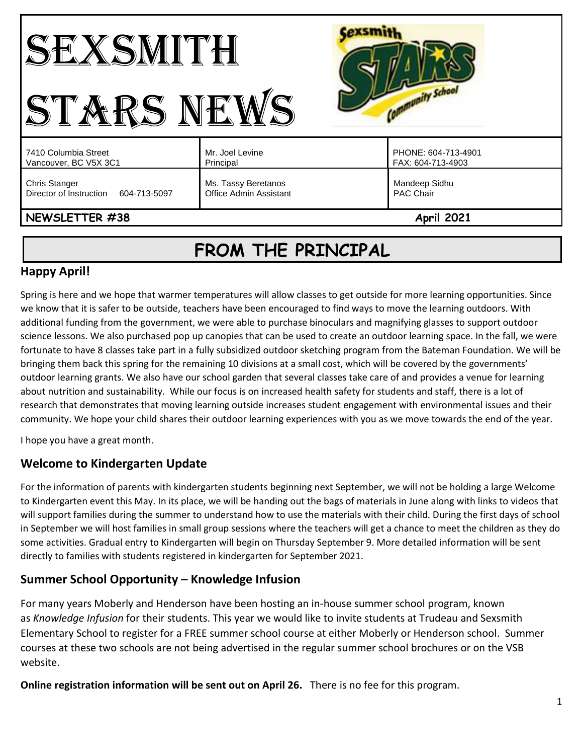# SEXSMITH STARS NEWS

| 7410 Columbia Street<br>Vancouver, BC V5X 3C1 | Mr. Joel Levine<br>Principal | PHONE: 604-713-4901<br>FAX: 604-713-4903 |
|---|---|---|
| Chris Stanger<br>Director of Instruction 604-713-5097 | Ms. Tassy Beretanos<br>Office Admin Assistant | Mandeep Sidhu<br>PAC Chair |

**NEWSLETTER #38** **April 2021**

## FROM THE PRINCIPAL

### Happy April!

Spring is here and we hope that warmer temperatures will allow classes to get outside for more learning opportunities. Since we know that it is safer to be outside, teachers have been encouraged to find ways to move the learning outdoors. With additional funding from the government, we were able to purchase binoculars and magnifying glasses to support outdoor science lessons. We also purchased pop up canopies that can be used to create an outdoor learning space. In the fall, we were fortunate to have 8 classes take part in a fully subsidized outdoor sketching program from the Bateman Foundation. We will be bringing them back this spring for the remaining 10 divisions at a small cost, which will be covered by the governments' outdoor learning grants. We also have our school garden that several classes take care of and provides a venue for learning about nutrition and sustainability. While our focus is on increased health safety for students and staff, there is a lot of research that demonstrates that moving learning outside increases student engagement with environmental issues and their community. We hope your child shares their outdoor learning experiences with you as we move towards the end of the year.

I hope you have a great month.

### Welcome to Kindergarten Update

For the information of parents with kindergarten students beginning next September, we will not be holding a large Welcome to Kindergarten event this May. In its place, we will be handing out the bags of materials in June along with links to videos that will support families during the summer to understand how to use the materials with their child. During the first days of school in September we will host families in small group sessions where the teachers will get a chance to meet the children as they do some activities. Gradual entry to Kindergarten will begin on Thursday September 9. More detailed information will be sent directly to families with students registered in kindergarten for September 2021.

### Summer School Opportunity – Knowledge Infusion

For many years Moberly and Henderson have been hosting an in-house summer school program, known as *Knowledge Infusion* for their students. This year we would like to invite students at Trudeau and Sexsmith Elementary School to register for a FREE summer school course at either Moberly or Henderson school. Summer courses at these two schools are not being advertised in the regular summer school brochures or on the VSB website.

**Online registration information will be sent out on April 26.** There is no fee for this program.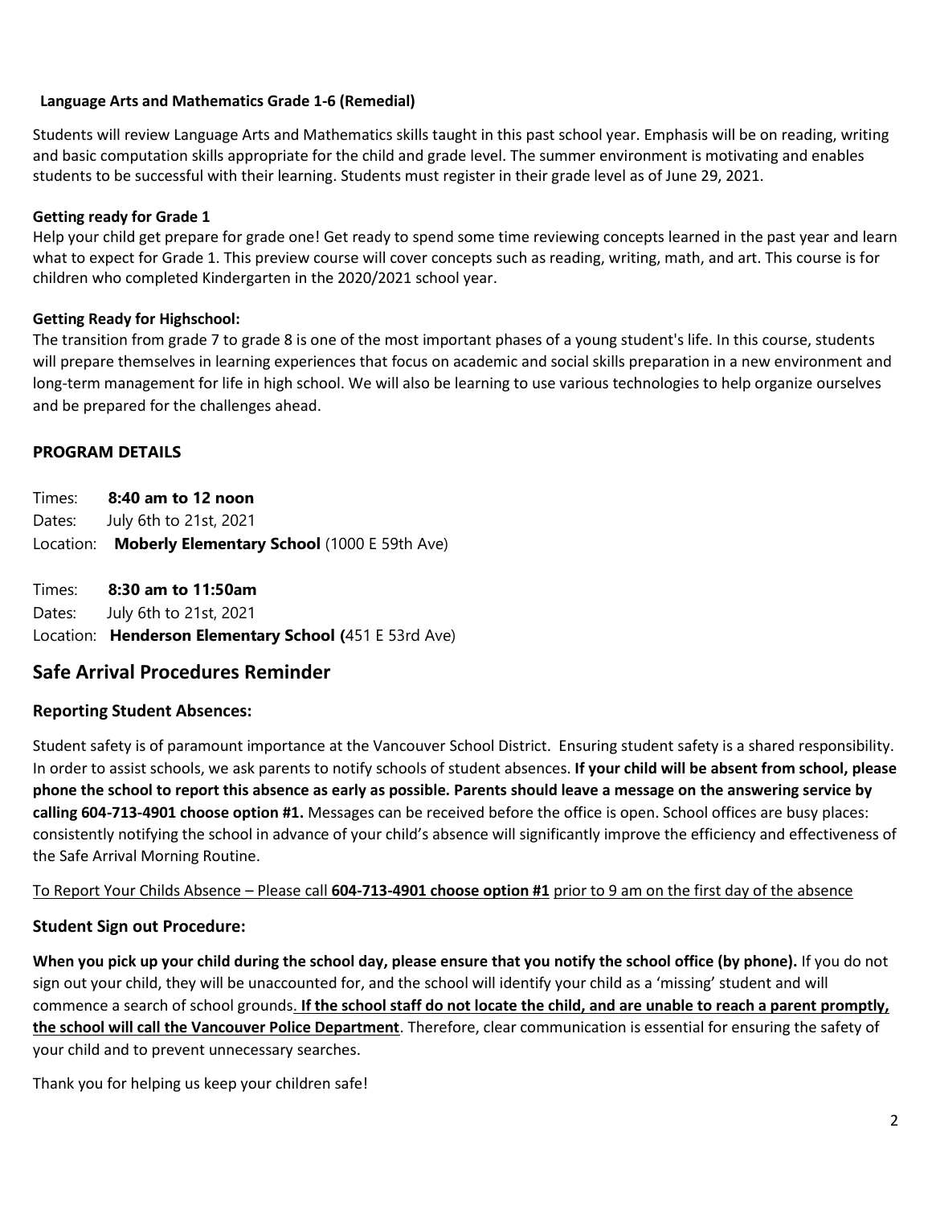**Language Arts and Mathematics Grade 1-6 (Remedial)**

Students will review Language Arts and Mathematics skills taught in this past school year. Emphasis will be on reading, writing and basic computation skills appropriate for the child and grade level. The summer environment is motivating and enables students to be successful with their learning. Students must register in their grade level as of June 29, 2021.

**Getting ready for Grade 1**

Help your child get prepare for grade one! Get ready to spend some time reviewing concepts learned in the past year and learn what to expect for Grade 1. This preview course will cover concepts such as reading, writing, math, and art. This course is for children who completed Kindergarten in the 2020/2021 school year.

**Getting Ready for Highschool:**

The transition from grade 7 to grade 8 is one of the most important phases of a young student's life. In this course, students will prepare themselves in learning experiences that focus on academic and social skills preparation in a new environment and long-term management for life in high school. We will also be learning to use various technologies to help organize ourselves and be prepared for the challenges ahead.

### PROGRAM DETAILS

Times: **8:40 am to 12 noon**
Dates: July 6th to 21st, 2021
Location: **Moberly Elementary School** (1000 E 59th Ave)

Times: **8:30 am to 11:50am**
Dates: July 6th to 21st, 2021
Location: **Henderson Elementary School (**451 E 53rd Ave)

## Safe Arrival Procedures Reminder

### Reporting Student Absences:

Student safety is of paramount importance at the Vancouver School District. Ensuring student safety is a shared responsibility. In order to assist schools, we ask parents to notify schools of student absences. **If your child will be absent from school, please phone the school to report this absence as early as possible. Parents should leave a message on the answering service by calling 604-713-4901 choose option #1.** Messages can be received before the office is open. School offices are busy places: consistently notifying the school in advance of your child's absence will significantly improve the efficiency and effectiveness of the Safe Arrival Morning Routine.

To Report Your Childs Absence – Please call **604-713-4901 choose option #1** prior to 9 am on the first day of the absence

### Student Sign out Procedure:

**When you pick up your child during the school day, please ensure that you notify the school office (by phone).** If you do not sign out your child, they will be unaccounted for, and the school will identify your child as a 'missing' student and will commence a search of school grounds. **If the school staff do not locate the child, and are unable to reach a parent promptly, the school will call the Vancouver Police Department**. Therefore, clear communication is essential for ensuring the safety of your child and to prevent unnecessary searches.

Thank you for helping us keep your children safe!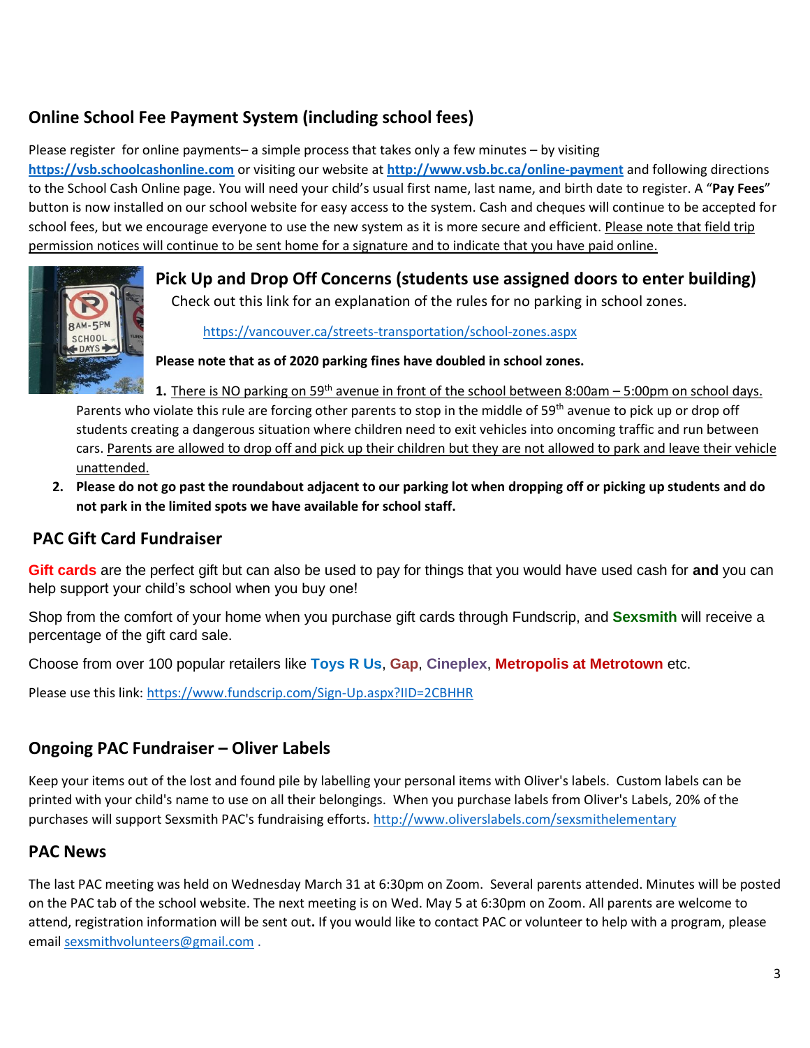## Online School Fee Payment System (including school fees)

Please register for online payments– a simple process that takes only a few minutes – by visiting **https://vsb.schoolcashonline.com** or visiting our website at **http://www.vsb.bc.ca/online-payment** and following directions to the School Cash Online page. You will need your child's usual first name, last name, and birth date to register. A "**Pay Fees**" button is now installed on our school website for easy access to the system. Cash and cheques will continue to be accepted for school fees, but we encourage everyone to use the new system as it is more secure and efficient. Please note that field trip permission notices will continue to be sent home for a signature and to indicate that you have paid online.

## Pick Up and Drop Off Concerns (students use assigned doors to enter building)

Check out this link for an explanation of the rules for no parking in school zones.

https://vancouver.ca/streets-transportation/school-zones.aspx

**Please note that as of 2020 parking fines have doubled in school zones.**

1. There is NO parking on 59th avenue in front of the school between 8:00am – 5:00pm on school days. Parents who violate this rule are forcing other parents to stop in the middle of 59th avenue to pick up or drop off students creating a dangerous situation where children need to exit vehicles into oncoming traffic and run between cars. Parents are allowed to drop off and pick up their children but they are not allowed to park and leave their vehicle unattended.
2. **Please do not go past the roundabout adjacent to our parking lot when dropping off or picking up students and do not park in the limited spots we have available for school staff.**

## PAC Gift Card Fundraiser

**Gift cards** are the perfect gift but can also be used to pay for things that you would have used cash for **and** you can help support your child's school when you buy one!

Shop from the comfort of your home when you purchase gift cards through Fundscrip, and **Sexsmith** will receive a percentage of the gift card sale.

Choose from over 100 popular retailers like **Toys R Us**, **Gap**, **Cineplex**, **Metropolis at Metrotown** etc.

Please use this link: https://www.fundscrip.com/Sign-Up.aspx?IID=2CBHHR

## Ongoing PAC Fundraiser – Oliver Labels

Keep your items out of the lost and found pile by labelling your personal items with Oliver's labels. Custom labels can be printed with your child's name to use on all their belongings. When you purchase labels from Oliver's Labels, 20% of the purchases will support Sexsmith PAC's fundraising efforts. http://www.oliverslabels.com/sexsmithelementary

## PAC News

The last PAC meeting was held on Wednesday March 31 at 6:30pm on Zoom. Several parents attended. Minutes will be posted on the PAC tab of the school website. The next meeting is on Wed. May 5 at 6:30pm on Zoom. All parents are welcome to attend, registration information will be sent out**.** If you would like to contact PAC or volunteer to help with a program, please email sexsmithvolunteers@gmail.com .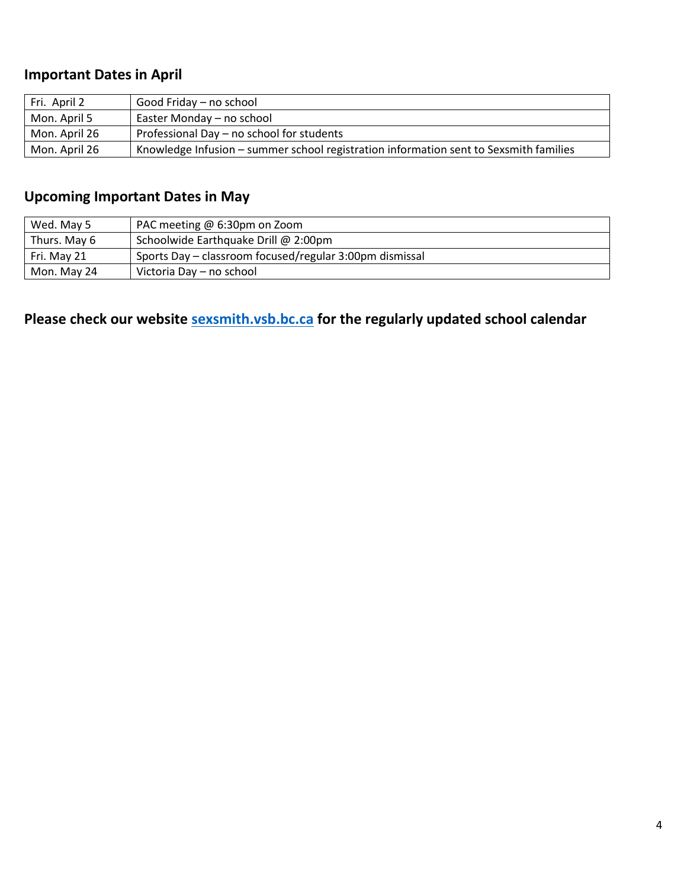## Important Dates in April

| | |
|---|---|
| Fri. April 2 | Good Friday – no school |
| Mon. April 5 | Easter Monday – no school |
| Mon. April 26 | Professional Day – no school for students |
| Mon. April 26 | Knowledge Infusion – summer school registration information sent to Sexsmith families |

## Upcoming Important Dates in May

| | |
|---|---|
| Wed. May 5 | PAC meeting @ 6:30pm on Zoom |
| Thurs. May 6 | Schoolwide Earthquake Drill @ 2:00pm |
| Fri. May 21 | Sports Day – classroom focused/regular 3:00pm dismissal |
| Mon. May 24 | Victoria Day – no school |

**Please check our website [sexsmith.vsb.bc.ca](sexsmith.vsb.bc.ca) for the regularly updated school calendar**